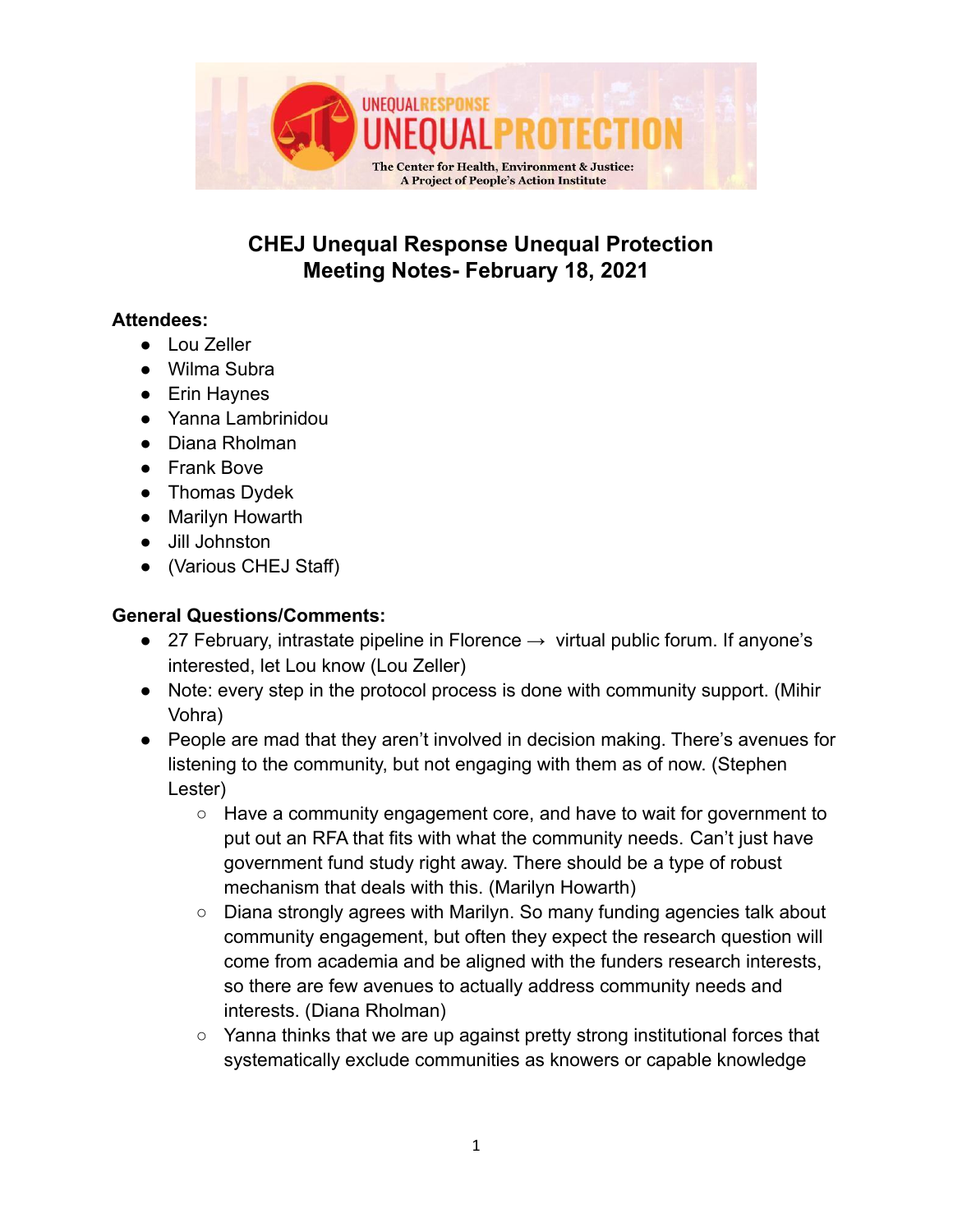UNEQUAL RESPONSE UNEQUAL PROTECTION

The Center for Health, Environment & Justice: A Project of People's Action Institute

# CHEJ Unequal Response Unequal Protection Meeting Notes- February 18, 2021

**Attendees:**

- Lou Zeller
- Wilma Subra
- Erin Haynes
- Yanna Lambrinidou
- Diana Rholman
- Frank Bove
- Thomas Dydek
- Marilyn Howarth
- Jill Johnston
- (Various CHEJ Staff)

**General Questions/Comments:**

- 27 February, intrastate pipeline in Florence → virtual public forum. If anyone's interested, let Lou know (Lou Zeller)
- Note: every step in the protocol process is done with community support. (Mihir Vohra)
- People are mad that they aren't involved in decision making. There's avenues for listening to the community, but not engaging with them as of now. (Stephen Lester)
    - Have a community engagement core, and have to wait for government to put out an RFA that fits with what the community needs. Can't just have government fund study right away. There should be a type of robust mechanism that deals with this. (Marilyn Howarth)
    - Diana strongly agrees with Marilyn. So many funding agencies talk about community engagement, but often they expect the research question will come from academia and be aligned with the funders research interests, so there are few avenues to actually address community needs and interests. (Diana Rholman)
    - Yanna thinks that we are up against pretty strong institutional forces that systematically exclude communities as knowers or capable knowledge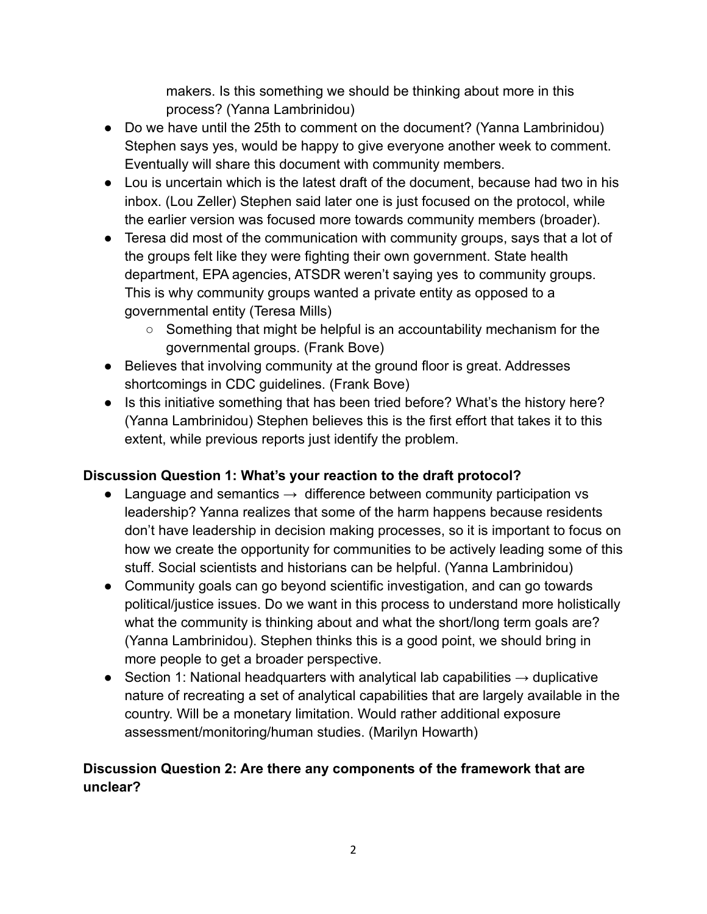makers. Is this something we should be thinking about more in this process? (Yanna Lambrinidou)

- Do we have until the 25th to comment on the document? (Yanna Lambrinidou) Stephen says yes, would be happy to give everyone another week to comment. Eventually will share this document with community members.
- Lou is uncertain which is the latest draft of the document, because had two in his inbox. (Lou Zeller) Stephen said later one is just focused on the protocol, while the earlier version was focused more towards community members (broader).
- Teresa did most of the communication with community groups, says that a lot of the groups felt like they were fighting their own government. State health department, EPA agencies, ATSDR weren't saying yes to community groups. This is why community groups wanted a private entity as opposed to a governmental entity (Teresa Mills)
    - Something that might be helpful is an accountability mechanism for the governmental groups. (Frank Bove)
- Believes that involving community at the ground floor is great. Addresses shortcomings in CDC guidelines. (Frank Bove)
- Is this initiative something that has been tried before? What's the history here? (Yanna Lambrinidou) Stephen believes this is the first effort that takes it to this extent, while previous reports just identify the problem.

**Discussion Question 1: What's your reaction to the draft protocol?**

- Language and semantics → difference between community participation vs leadership? Yanna realizes that some of the harm happens because residents don't have leadership in decision making processes, so it is important to focus on how we create the opportunity for communities to be actively leading some of this stuff. Social scientists and historians can be helpful. (Yanna Lambrinidou)
- Community goals can go beyond scientific investigation, and can go towards political/justice issues. Do we want in this process to understand more holistically what the community is thinking about and what the short/long term goals are? (Yanna Lambrinidou). Stephen thinks this is a good point, we should bring in more people to get a broader perspective.
- Section 1: National headquarters with analytical lab capabilities → duplicative nature of recreating a set of analytical capabilities that are largely available in the country. Will be a monetary limitation. Would rather additional exposure assessment/monitoring/human studies. (Marilyn Howarth)

**Discussion Question 2: Are there any components of the framework that are unclear?**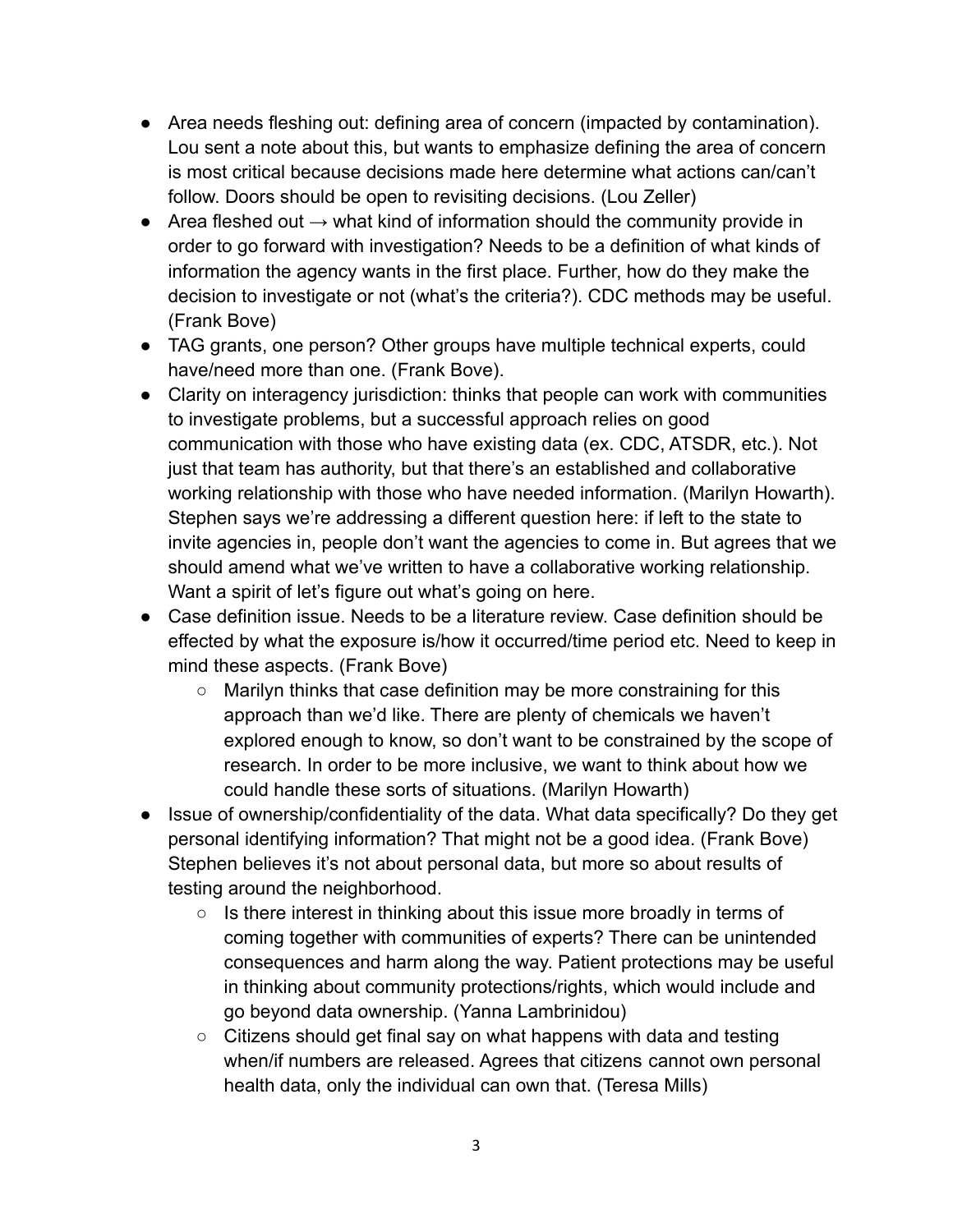- Area needs fleshing out: defining area of concern (impacted by contamination). Lou sent a note about this, but wants to emphasize defining the area of concern is most critical because decisions made here determine what actions can/can't follow. Doors should be open to revisiting decisions. (Lou Zeller)
- Area fleshed out → what kind of information should the community provide in order to go forward with investigation? Needs to be a definition of what kinds of information the agency wants in the first place. Further, how do they make the decision to investigate or not (what's the criteria?). CDC methods may be useful. (Frank Bove)
- TAG grants, one person? Other groups have multiple technical experts, could have/need more than one. (Frank Bove).
- Clarity on interagency jurisdiction: thinks that people can work with communities to investigate problems, but a successful approach relies on good communication with those who have existing data (ex. CDC, ATSDR, etc.). Not just that team has authority, but that there's an established and collaborative working relationship with those who have needed information. (Marilyn Howarth). Stephen says we're addressing a different question here: if left to the state to invite agencies in, people don't want the agencies to come in. But agrees that we should amend what we've written to have a collaborative working relationship. Want a spirit of let's figure out what's going on here.
- Case definition issue. Needs to be a literature review. Case definition should be effected by what the exposure is/how it occurred/time period etc. Need to keep in mind these aspects. (Frank Bove)
    - Marilyn thinks that case definition may be more constraining for this approach than we'd like. There are plenty of chemicals we haven't explored enough to know, so don't want to be constrained by the scope of research. In order to be more inclusive, we want to think about how we could handle these sorts of situations. (Marilyn Howarth)
- Issue of ownership/confidentiality of the data. What data specifically? Do they get personal identifying information? That might not be a good idea. (Frank Bove) Stephen believes it's not about personal data, but more so about results of testing around the neighborhood.
    - Is there interest in thinking about this issue more broadly in terms of coming together with communities of experts? There can be unintended consequences and harm along the way. Patient protections may be useful in thinking about community protections/rights, which would include and go beyond data ownership. (Yanna Lambrinidou)
    - Citizens should get final say on what happens with data and testing when/if numbers are released. Agrees that citizens cannot own personal health data, only the individual can own that. (Teresa Mills)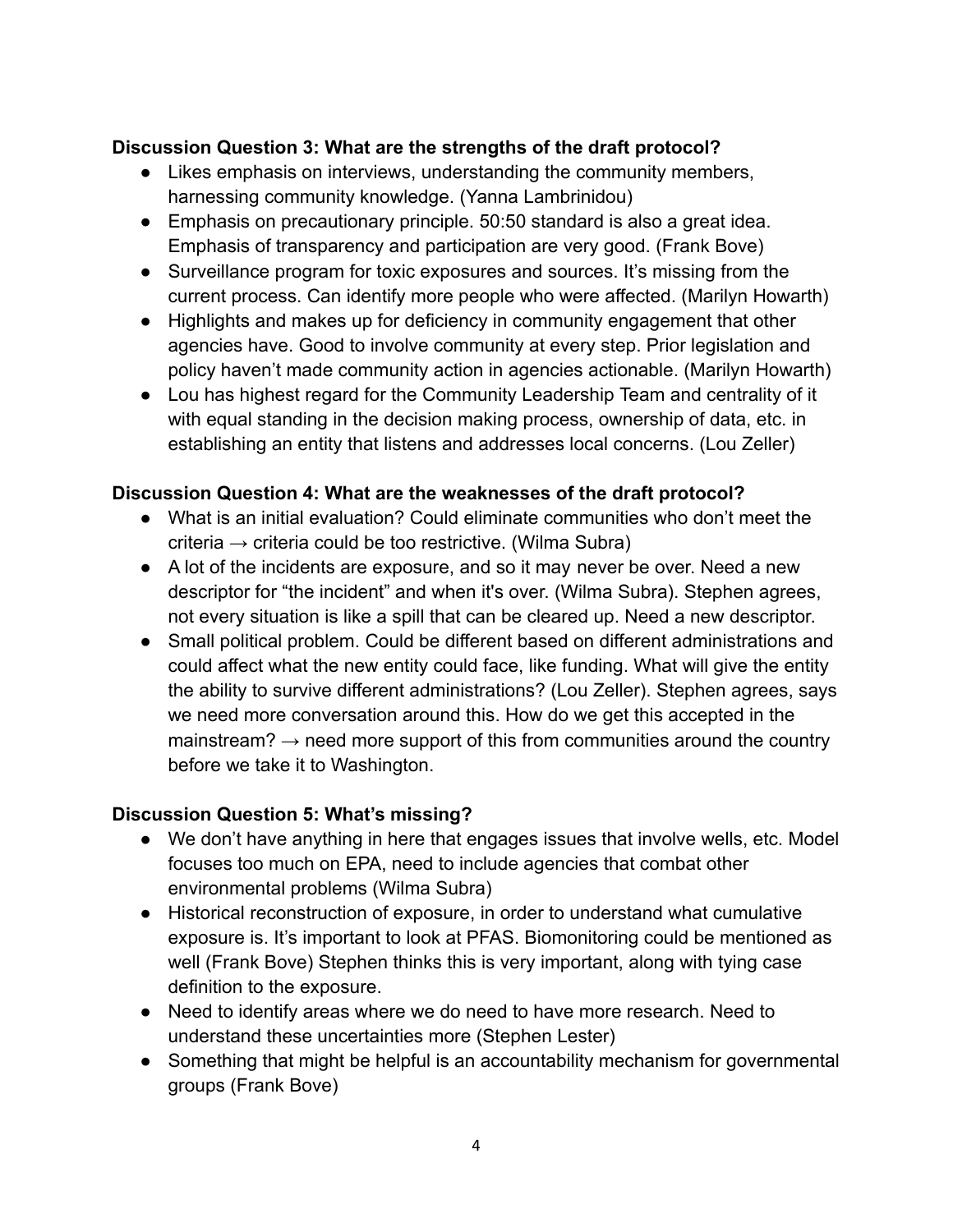**Discussion Question 3: What are the strengths of the draft protocol?**

- Likes emphasis on interviews, understanding the community members, harnessing community knowledge. (Yanna Lambrinidou)
- Emphasis on precautionary principle. 50:50 standard is also a great idea. Emphasis of transparency and participation are very good. (Frank Bove)
- Surveillance program for toxic exposures and sources. It's missing from the current process. Can identify more people who were affected. (Marilyn Howarth)
- Highlights and makes up for deficiency in community engagement that other agencies have. Good to involve community at every step. Prior legislation and policy haven't made community action in agencies actionable. (Marilyn Howarth)
- Lou has highest regard for the Community Leadership Team and centrality of it with equal standing in the decision making process, ownership of data, etc. in establishing an entity that listens and addresses local concerns. (Lou Zeller)

**Discussion Question 4: What are the weaknesses of the draft protocol?**

- What is an initial evaluation? Could eliminate communities who don't meet the criteria → criteria could be too restrictive. (Wilma Subra)
- A lot of the incidents are exposure, and so it may never be over. Need a new descriptor for "the incident" and when it's over. (Wilma Subra). Stephen agrees, not every situation is like a spill that can be cleared up. Need a new descriptor.
- Small political problem. Could be different based on different administrations and could affect what the new entity could face, like funding. What will give the entity the ability to survive different administrations? (Lou Zeller). Stephen agrees, says we need more conversation around this. How do we get this accepted in the mainstream? → need more support of this from communities around the country before we take it to Washington.

**Discussion Question 5: What's missing?**

- We don't have anything in here that engages issues that involve wells, etc. Model focuses too much on EPA, need to include agencies that combat other environmental problems (Wilma Subra)
- Historical reconstruction of exposure, in order to understand what cumulative exposure is. It's important to look at PFAS. Biomonitoring could be mentioned as well (Frank Bove) Stephen thinks this is very important, along with tying case definition to the exposure.
- Need to identify areas where we do need to have more research. Need to understand these uncertainties more (Stephen Lester)
- Something that might be helpful is an accountability mechanism for governmental groups (Frank Bove)